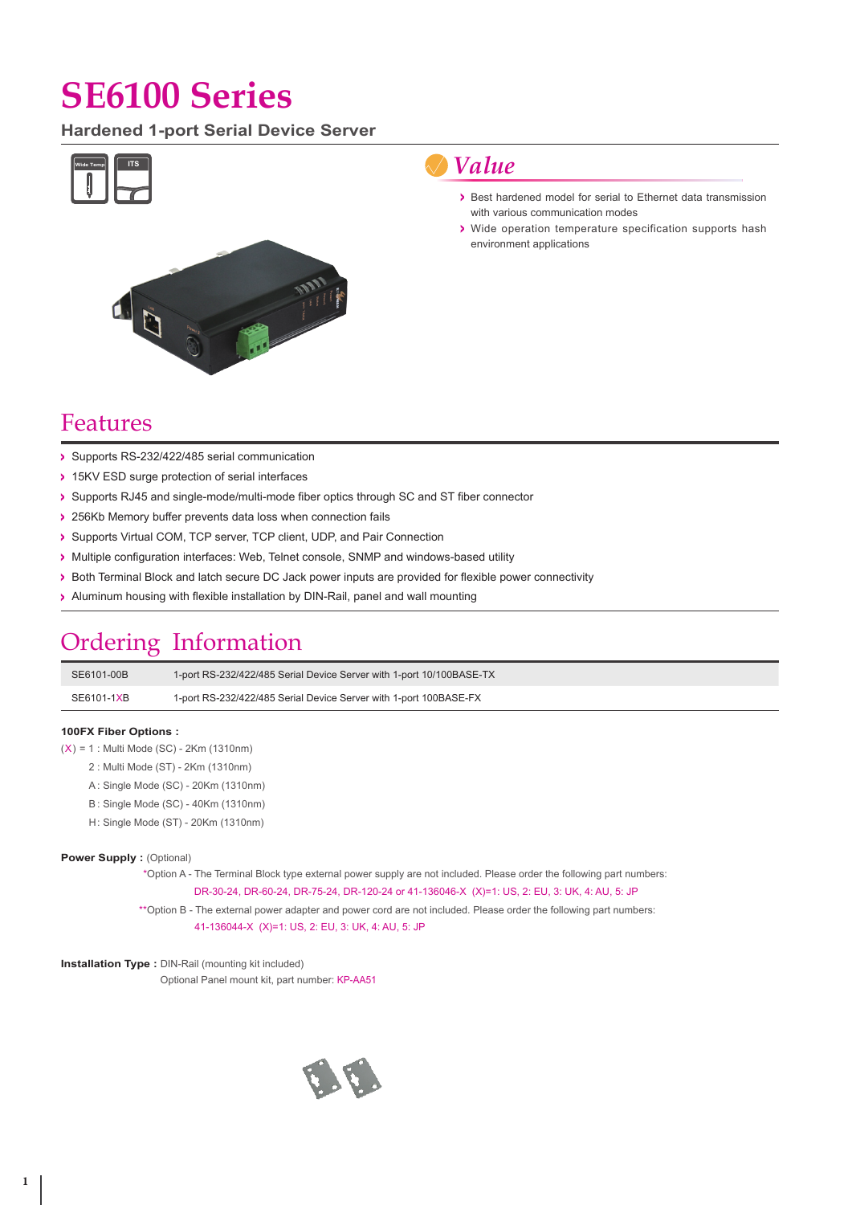# SE6100 Series

## Hardened 1-port Serial Device Server

Wide Temp | ITS

## Value

- Best hardened model for serial to Ethernet data transmission with various communication modes
- Wide operation temperature specification supports hash environment applications

## Features

- Supports RS-232/422/485 serial communication
- 15KV ESD surge protection of serial interfaces
- Supports RJ45 and single-mode/multi-mode fiber optics through SC and ST fiber connector
- 256Kb Memory buffer prevents data loss when connection fails
- Supports Virtual COM, TCP server, TCP client, UDP, and Pair Connection
- Multiple configuration interfaces: Web, Telnet console, SNMP and windows-based utility
- Both Terminal Block and latch secure DC Jack power inputs are provided for flexible power connectivity
- Aluminum housing with flexible installation by DIN-Rail, panel and wall mounting

## Ordering Information

| Model | Description |
|---|---|
| SE6101-00B | 1-port RS-232/422/485 Serial Device Server with 1-port 10/100BASE-TX |
| SE6101-1XB | 1-port RS-232/422/485 Serial Device Server with 1-port 100BASE-FX |

**100FX Fiber Options :**

(X) = 1 : Multi Mode (SC) - 2Km (1310nm)
2 : Multi Mode (ST) - 2Km (1310nm)
A : Single Mode (SC) - 20Km (1310nm)
B : Single Mode (SC) - 40Km (1310nm)
H : Single Mode (ST) - 20Km (1310nm)

**Power Supply :** (Optional)

*Option A - The Terminal Block type external power supply are not included. Please order the following part numbers:
DR-30-24, DR-60-24, DR-75-24, DR-120-24 or 41-136046-X (X)=1: US, 2: EU, 3: UK, 4: AU, 5: JP

**Option B - The external power adapter and power cord are not included. Please order the following part numbers:
41-136044-X (X)=1: US, 2: EU, 3: UK, 4: AU, 5: JP

**Installation Type :** DIN-Rail (mounting kit included)
Optional Panel mount kit, part number: KP-AA51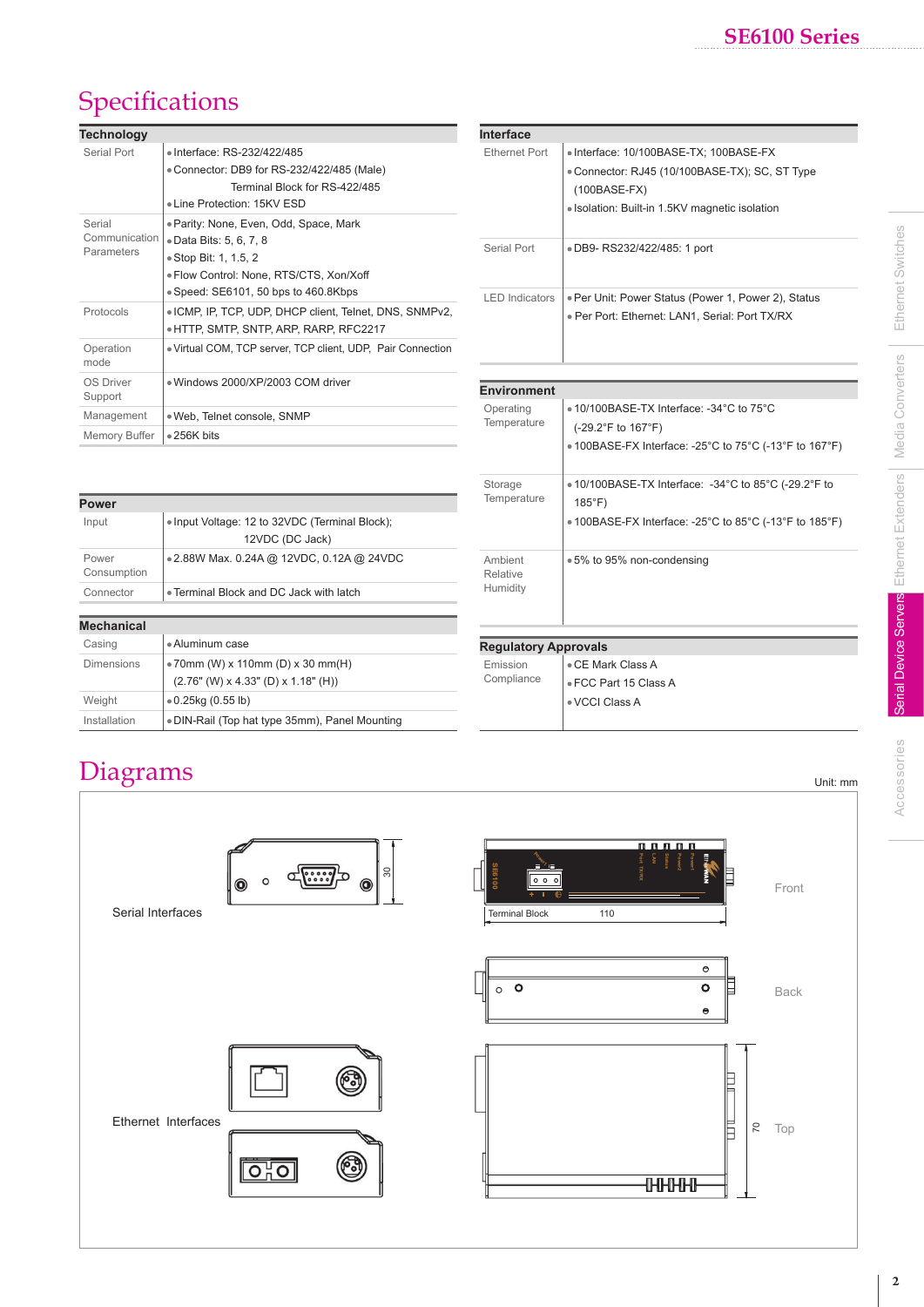# Specifications

## Technology

| | |
|---|---|
| Serial Port | • Interface: RS-232/422/485<br>• Connector: DB9 for RS-232/422/485 (Male)<br>Terminal Block for RS-422/485<br>• Line Protection: 15KV ESD |
| Serial Communication Parameters | • Parity: None, Even, Odd, Space, Mark<br>• Data Bits: 5, 6, 7, 8<br>• Stop Bit: 1, 1.5, 2<br>• Flow Control: None, RTS/CTS, Xon/Xoff<br>• Speed: SE6101, 50 bps to 460.8Kbps |
| Protocols | • ICMP, IP, TCP, UDP, DHCP client, Telnet, DNS, SNMPv2,<br>• HTTP, SMTP, SNTP, ARP, RARP, RFC2217 |
| Operation mode | • Virtual COM, TCP server, TCP client, UDP, Pair Connection |
| OS Driver Support | • Windows 2000/XP/2003 COM driver |
| Management | • Web, Telnet console, SNMP |
| Memory Buffer | • 256K bits |

## Power

| | |
|---|---|
| Input | • Input Voltage: 12 to 32VDC (Terminal Block);<br>12VDC (DC Jack) |
| Power Consumption | • 2.88W Max. 0.24A @ 12VDC, 0.12A @ 24VDC |
| Connector | • Terminal Block and DC Jack with latch |

## Mechanical

| | |
|---|---|
| Casing | • Aluminum case |
| Dimensions | • 70mm (W) x 110mm (D) x 30 mm(H)<br>(2.76" (W) x 4.33" (D) x 1.18" (H)) |
| Weight | • 0.25kg (0.55 lb) |
| Installation | • DIN-Rail (Top hat type 35mm), Panel Mounting |

## Interface

| | |
|---|---|
| Ethernet Port | • Interface: 10/100BASE-TX; 100BASE-FX<br>• Connector: RJ45 (10/100BASE-TX); SC, ST Type (100BASE-FX)<br>• Isolation: Built-in 1.5KV magnetic isolation |
| Serial Port | • DB9- RS232/422/485: 1 port |
| LED Indicators | • Per Unit: Power Status (Power 1, Power 2), Status<br>• Per Port: Ethernet: LAN1, Serial: Port TX/RX |

## Environment

| | |
|---|---|
| Operating Temperature | • 10/100BASE-TX Interface: -34°C to 75°C (-29.2°F to 167°F)<br>• 100BASE-FX Interface: -25°C to 75°C (-13°F to 167°F) |
| Storage Temperature | • 10/100BASE-TX Interface: -34°C to 85°C (-29.2°F to 185°F)<br>• 100BASE-FX Interface: -25°C to 85°C (-13°F to 185°F) |
| Ambient Relative Humidity | • 5% to 95% non-condensing |

## Regulatory Approvals

| | |
|---|---|
| Emission Compliance | • CE Mark Class A<br>• FCC Part 15 Class A<br>• VCCI Class A |

# Diagrams

Unit: mm

Serial Interfaces

30

Terminal Block 110

Front

Back

Ethernet Interfaces

70

Top